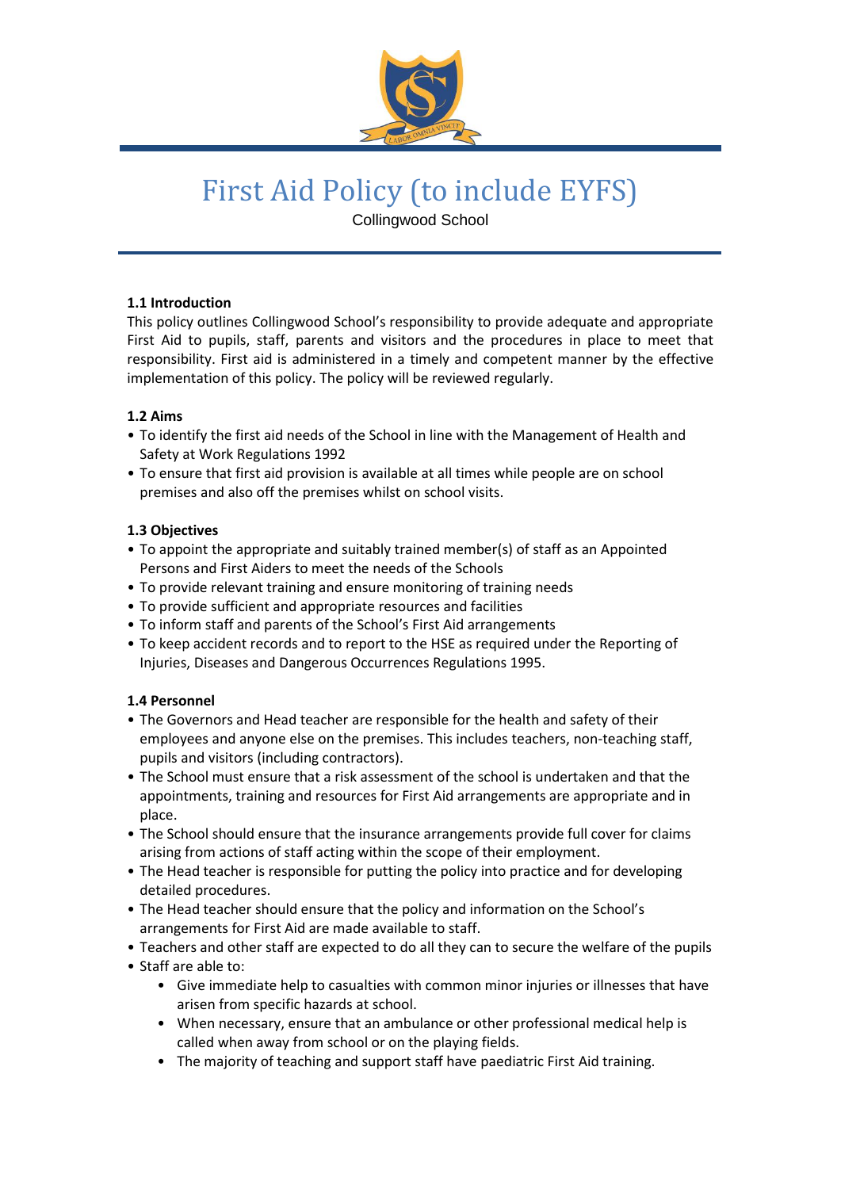# First Aid Policy (to include EYFS)

Collingwood School

**1.1 Introduction**

This policy outlines Collingwood School's responsibility to provide adequate and appropriate First Aid to pupils, staff, parents and visitors and the procedures in place to meet that responsibility. First aid is administered in a timely and competent manner by the effective implementation of this policy. The policy will be reviewed regularly.

**1.2 Aims**

- To identify the first aid needs of the School in line with the Management of Health and Safety at Work Regulations 1992
- To ensure that first aid provision is available at all times while people are on school premises and also off the premises whilst on school visits.

**1.3 Objectives**

- To appoint the appropriate and suitably trained member(s) of staff as an Appointed Persons and First Aiders to meet the needs of the Schools
- To provide relevant training and ensure monitoring of training needs
- To provide sufficient and appropriate resources and facilities
- To inform staff and parents of the School's First Aid arrangements
- To keep accident records and to report to the HSE as required under the Reporting of Injuries, Diseases and Dangerous Occurrences Regulations 1995.

**1.4 Personnel**

- The Governors and Head teacher are responsible for the health and safety of their employees and anyone else on the premises. This includes teachers, non-teaching staff, pupils and visitors (including contractors).
- The School must ensure that a risk assessment of the school is undertaken and that the appointments, training and resources for First Aid arrangements are appropriate and in place.
- The School should ensure that the insurance arrangements provide full cover for claims arising from actions of staff acting within the scope of their employment.
- The Head teacher is responsible for putting the policy into practice and for developing detailed procedures.
- The Head teacher should ensure that the policy and information on the School's arrangements for First Aid are made available to staff.
- Teachers and other staff are expected to do all they can to secure the welfare of the pupils
- Staff are able to:
  - Give immediate help to casualties with common minor injuries or illnesses that have arisen from specific hazards at school.
  - When necessary, ensure that an ambulance or other professional medical help is called when away from school or on the playing fields.
  - The majority of teaching and support staff have paediatric First Aid training.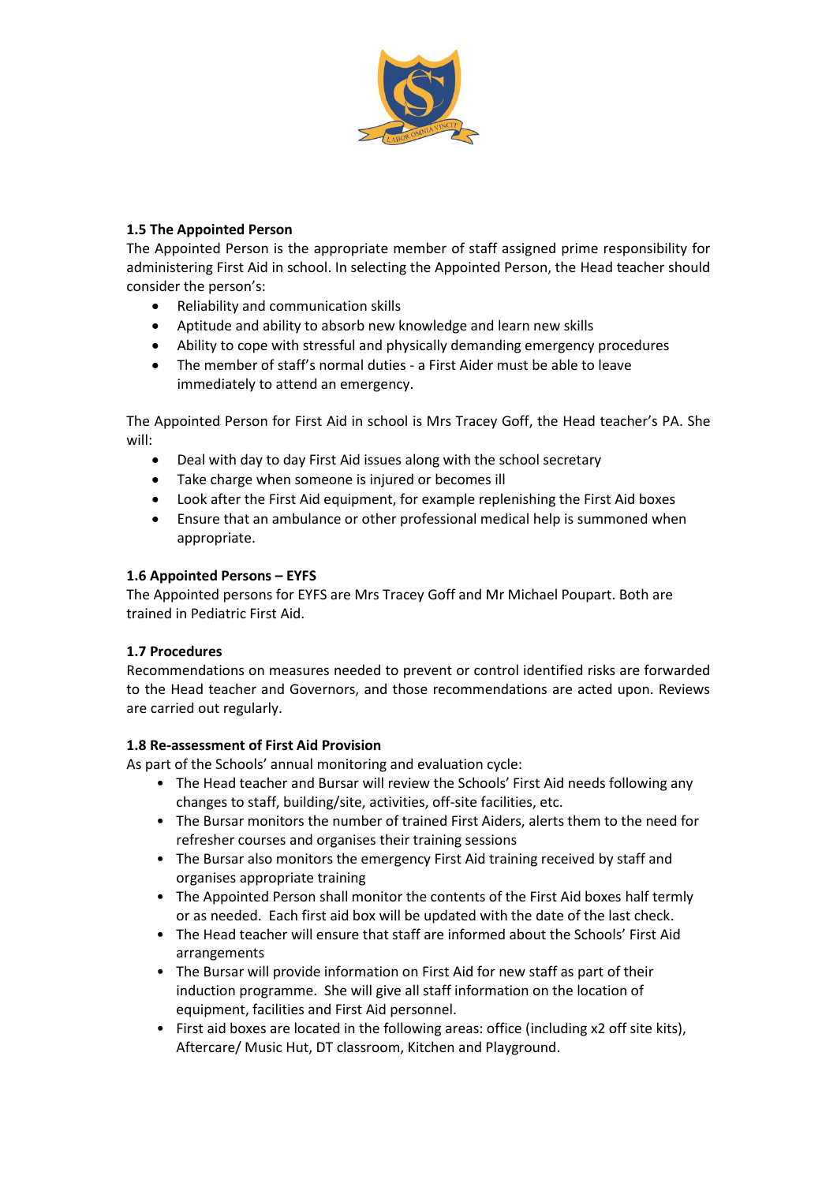**1.5 The Appointed Person**

The Appointed Person is the appropriate member of staff assigned prime responsibility for administering First Aid in school. In selecting the Appointed Person, the Head teacher should consider the person's:

- Reliability and communication skills
- Aptitude and ability to absorb new knowledge and learn new skills
- Ability to cope with stressful and physically demanding emergency procedures
- The member of staff's normal duties - a First Aider must be able to leave immediately to attend an emergency.

The Appointed Person for First Aid in school is Mrs Tracey Goff, the Head teacher's PA. She will:

- Deal with day to day First Aid issues along with the school secretary
- Take charge when someone is injured or becomes ill
- Look after the First Aid equipment, for example replenishing the First Aid boxes
- Ensure that an ambulance or other professional medical help is summoned when appropriate.

**1.6 Appointed Persons – EYFS**

The Appointed persons for EYFS are Mrs Tracey Goff and Mr Michael Poupart. Both are trained in Pediatric First Aid.

**1.7 Procedures**

Recommendations on measures needed to prevent or control identified risks are forwarded to the Head teacher and Governors, and those recommendations are acted upon. Reviews are carried out regularly.

**1.8 Re-assessment of First Aid Provision**

As part of the Schools' annual monitoring and evaluation cycle:

- The Head teacher and Bursar will review the Schools' First Aid needs following any changes to staff, building/site, activities, off-site facilities, etc.
- The Bursar monitors the number of trained First Aiders, alerts them to the need for refresher courses and organises their training sessions
- The Bursar also monitors the emergency First Aid training received by staff and organises appropriate training
- The Appointed Person shall monitor the contents of the First Aid boxes half termly or as needed. Each first aid box will be updated with the date of the last check.
- The Head teacher will ensure that staff are informed about the Schools' First Aid arrangements
- The Bursar will provide information on First Aid for new staff as part of their induction programme. She will give all staff information on the location of equipment, facilities and First Aid personnel.
- First aid boxes are located in the following areas: office (including x2 off site kits), Aftercare/ Music Hut, DT classroom, Kitchen and Playground.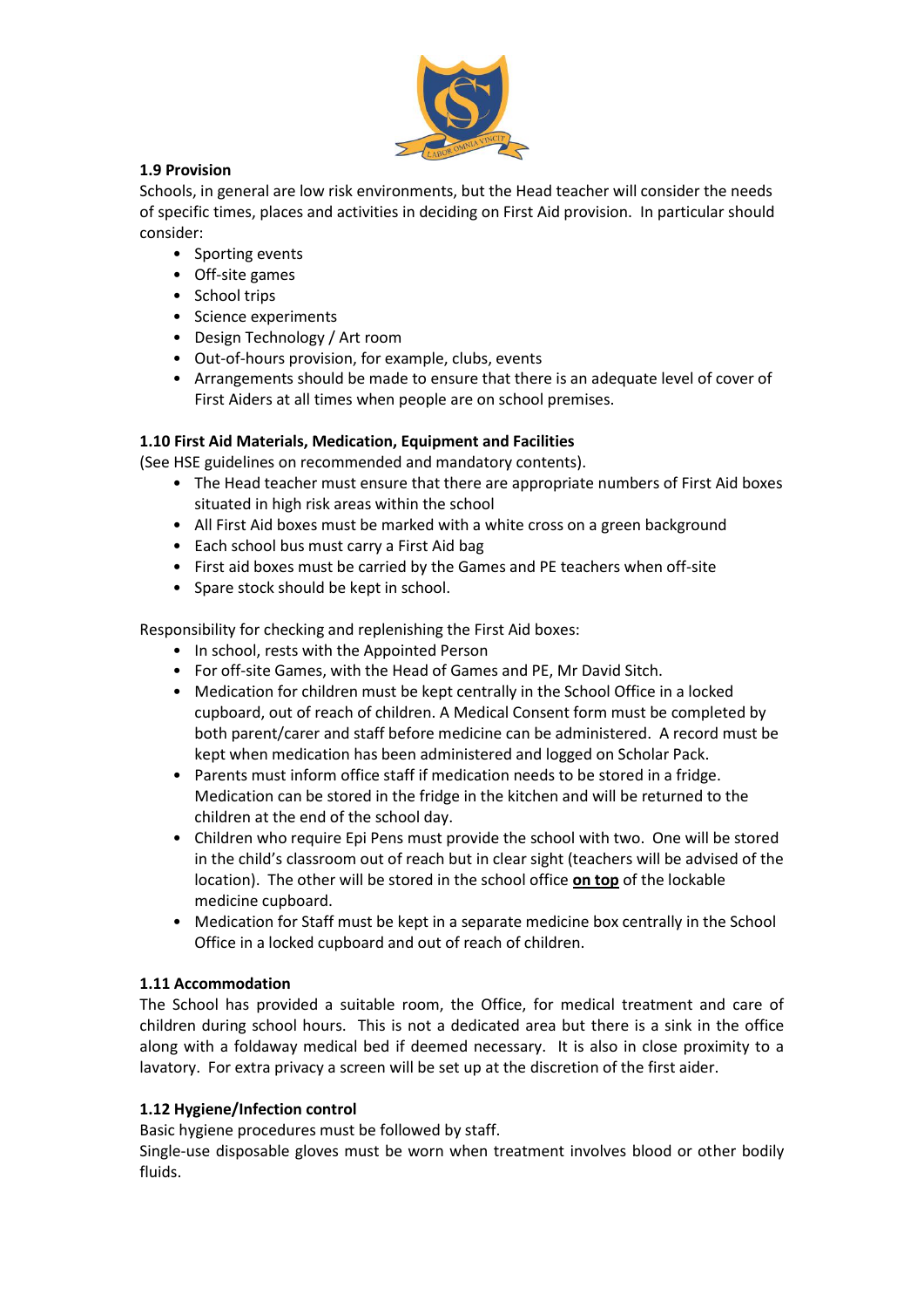### 1.9 Provision

Schools, in general are low risk environments, but the Head teacher will consider the needs of specific times, places and activities in deciding on First Aid provision. In particular should consider:

- Sporting events
- Off-site games
- School trips
- Science experiments
- Design Technology / Art room
- Out-of-hours provision, for example, clubs, events
- Arrangements should be made to ensure that there is an adequate level of cover of First Aiders at all times when people are on school premises.

### 1.10 First Aid Materials, Medication, Equipment and Facilities

(See HSE guidelines on recommended and mandatory contents).

- The Head teacher must ensure that there are appropriate numbers of First Aid boxes situated in high risk areas within the school
- All First Aid boxes must be marked with a white cross on a green background
- Each school bus must carry a First Aid bag
- First aid boxes must be carried by the Games and PE teachers when off-site
- Spare stock should be kept in school.

Responsibility for checking and replenishing the First Aid boxes:

- In school, rests with the Appointed Person
- For off-site Games, with the Head of Games and PE, Mr David Sitch.
- Medication for children must be kept centrally in the School Office in a locked cupboard, out of reach of children. A Medical Consent form must be completed by both parent/carer and staff before medicine can be administered. A record must be kept when medication has been administered and logged on Scholar Pack.
- Parents must inform office staff if medication needs to be stored in a fridge. Medication can be stored in the fridge in the kitchen and will be returned to the children at the end of the school day.
- Children who require Epi Pens must provide the school with two. One will be stored in the child's classroom out of reach but in clear sight (teachers will be advised of the location). The other will be stored in the school office **<u>on top</u>** of the lockable medicine cupboard.
- Medication for Staff must be kept in a separate medicine box centrally in the School Office in a locked cupboard and out of reach of children.

### 1.11 Accommodation

The School has provided a suitable room, the Office, for medical treatment and care of children during school hours. This is not a dedicated area but there is a sink in the office along with a foldaway medical bed if deemed necessary. It is also in close proximity to a lavatory. For extra privacy a screen will be set up at the discretion of the first aider.

### 1.12 Hygiene/Infection control

Basic hygiene procedures must be followed by staff.

Single-use disposable gloves must be worn when treatment involves blood or other bodily fluids.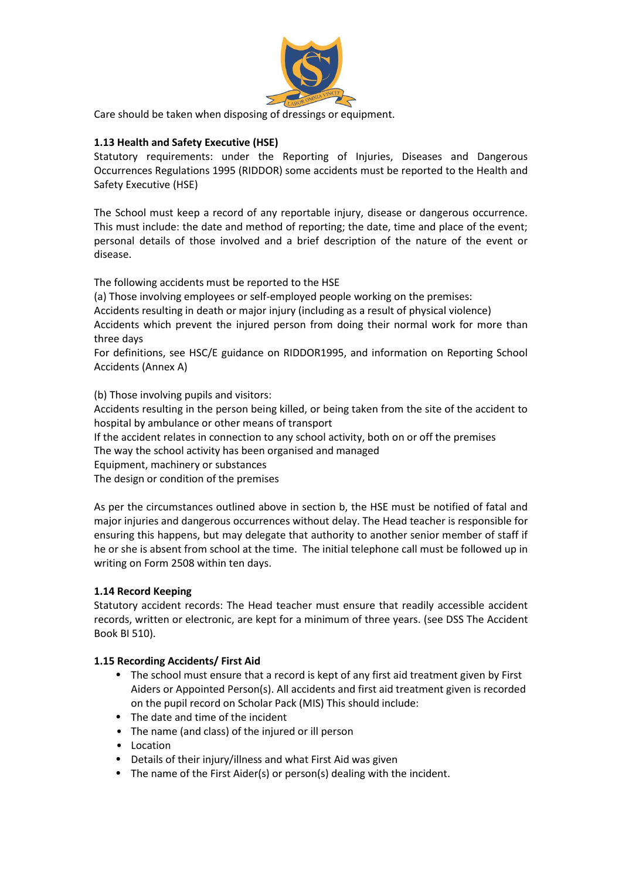Care should be taken when disposing of dressings or equipment.

**1.13 Health and Safety Executive (HSE)**

Statutory requirements: under the Reporting of Injuries, Diseases and Dangerous Occurrences Regulations 1995 (RIDDOR) some accidents must be reported to the Health and Safety Executive (HSE)

The School must keep a record of any reportable injury, disease or dangerous occurrence. This must include: the date and method of reporting; the date, time and place of the event; personal details of those involved and a brief description of the nature of the event or disease.

The following accidents must be reported to the HSE

(a) Those involving employees or self-employed people working on the premises:

Accidents resulting in death or major injury (including as a result of physical violence)

Accidents which prevent the injured person from doing their normal work for more than three days

For definitions, see HSC/E guidance on RIDDOR1995, and information on Reporting School Accidents (Annex A)

(b) Those involving pupils and visitors:

Accidents resulting in the person being killed, or being taken from the site of the accident to hospital by ambulance or other means of transport

If the accident relates in connection to any school activity, both on or off the premises

The way the school activity has been organised and managed

Equipment, machinery or substances

The design or condition of the premises

As per the circumstances outlined above in section b, the HSE must be notified of fatal and major injuries and dangerous occurrences without delay. The Head teacher is responsible for ensuring this happens, but may delegate that authority to another senior member of staff if he or she is absent from school at the time. The initial telephone call must be followed up in writing on Form 2508 within ten days.

**1.14 Record Keeping**

Statutory accident records: The Head teacher must ensure that readily accessible accident records, written or electronic, are kept for a minimum of three years. (see DSS The Accident Book BI 510).

**1.15 Recording Accidents/ First Aid**

- The school must ensure that a record is kept of any first aid treatment given by First Aiders or Appointed Person(s). All accidents and first aid treatment given is recorded on the pupil record on Scholar Pack (MIS) This should include:
- The date and time of the incident
- The name (and class) of the injured or ill person
- Location
- Details of their injury/illness and what First Aid was given
- The name of the First Aider(s) or person(s) dealing with the incident.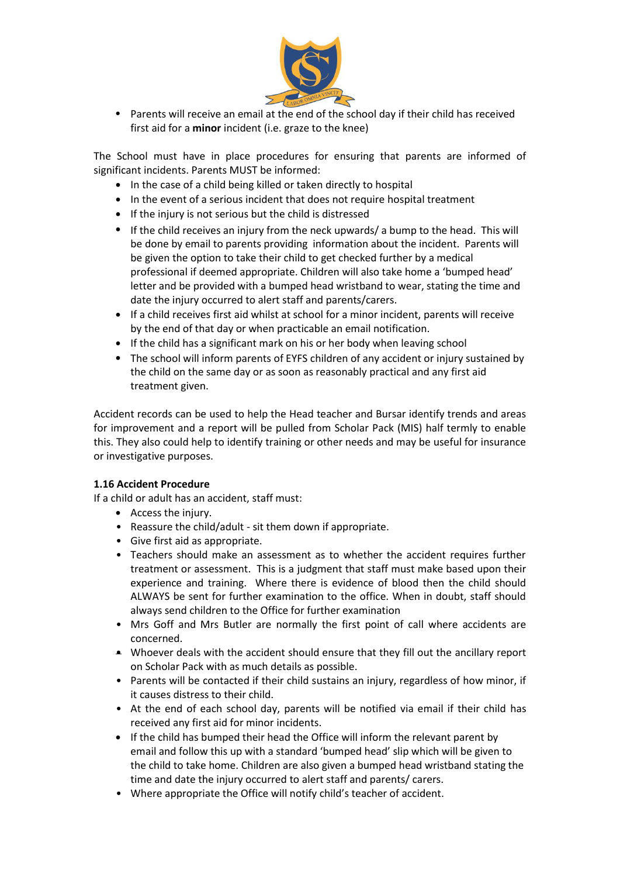- Parents will receive an email at the end of the school day if their child has received first aid for a **minor** incident (i.e. graze to the knee)

The School must have in place procedures for ensuring that parents are informed of significant incidents. Parents MUST be informed:

- In the case of a child being killed or taken directly to hospital
- In the event of a serious incident that does not require hospital treatment
- If the injury is not serious but the child is distressed
- If the child receives an injury from the neck upwards/ a bump to the head. This will be done by email to parents providing information about the incident. Parents will be given the option to take their child to get checked further by a medical professional if deemed appropriate. Children will also take home a 'bumped head' letter and be provided with a bumped head wristband to wear, stating the time and date the injury occurred to alert staff and parents/carers.
- If a child receives first aid whilst at school for a minor incident, parents will receive by the end of that day or when practicable an email notification.
- If the child has a significant mark on his or her body when leaving school
- The school will inform parents of EYFS children of any accident or injury sustained by the child on the same day or as soon as reasonably practical and any first aid treatment given.

Accident records can be used to help the Head teacher and Bursar identify trends and areas for improvement and a report will be pulled from Scholar Pack (MIS) half termly to enable this. They also could help to identify training or other needs and may be useful for insurance or investigative purposes.

**1.16 Accident Procedure**

If a child or adult has an accident, staff must:

- Access the injury.
- Reassure the child/adult - sit them down if appropriate.
- Give first aid as appropriate.
- Teachers should make an assessment as to whether the accident requires further treatment or assessment. This is a judgment that staff must make based upon their experience and training. Where there is evidence of blood then the child should ALWAYS be sent for further examination to the office. When in doubt, staff should always send children to the Office for further examination
- Mrs Goff and Mrs Butler are normally the first point of call where accidents are concerned.
- Whoever deals with the accident should ensure that they fill out the ancillary report on Scholar Pack with as much details as possible.
- Parents will be contacted if their child sustains an injury, regardless of how minor, if it causes distress to their child.
- At the end of each school day, parents will be notified via email if their child has received any first aid for minor incidents.
- If the child has bumped their head the Office will inform the relevant parent by email and follow this up with a standard 'bumped head' slip which will be given to the child to take home. Children are also given a bumped head wristband stating the time and date the injury occurred to alert staff and parents/ carers.
- Where appropriate the Office will notify child's teacher of accident.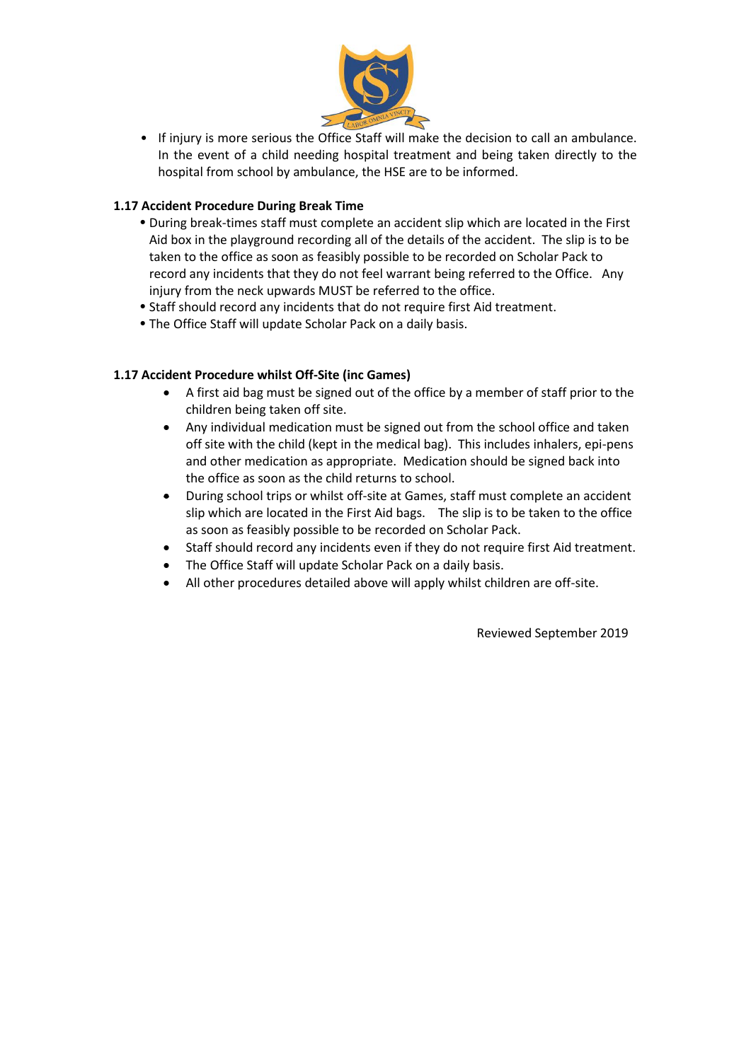- If injury is more serious the Office Staff will make the decision to call an ambulance. In the event of a child needing hospital treatment and being taken directly to the hospital from school by ambulance, the HSE are to be informed.

**1.17 Accident Procedure During Break Time**

- During break-times staff must complete an accident slip which are located in the First Aid box in the playground recording all of the details of the accident. The slip is to be taken to the office as soon as feasibly possible to be recorded on Scholar Pack to record any incidents that they do not feel warrant being referred to the Office. Any injury from the neck upwards MUST be referred to the office.
- Staff should record any incidents that do not require first Aid treatment.
- The Office Staff will update Scholar Pack on a daily basis.

**1.17 Accident Procedure whilst Off-Site (inc Games)**

- A first aid bag must be signed out of the office by a member of staff prior to the children being taken off site.
- Any individual medication must be signed out from the school office and taken off site with the child (kept in the medical bag). This includes inhalers, epi-pens and other medication as appropriate. Medication should be signed back into the office as soon as the child returns to school.
- During school trips or whilst off-site at Games, staff must complete an accident slip which are located in the First Aid bags. The slip is to be taken to the office as soon as feasibly possible to be recorded on Scholar Pack.
- Staff should record any incidents even if they do not require first Aid treatment.
- The Office Staff will update Scholar Pack on a daily basis.
- All other procedures detailed above will apply whilst children are off-site.

Reviewed September 2019